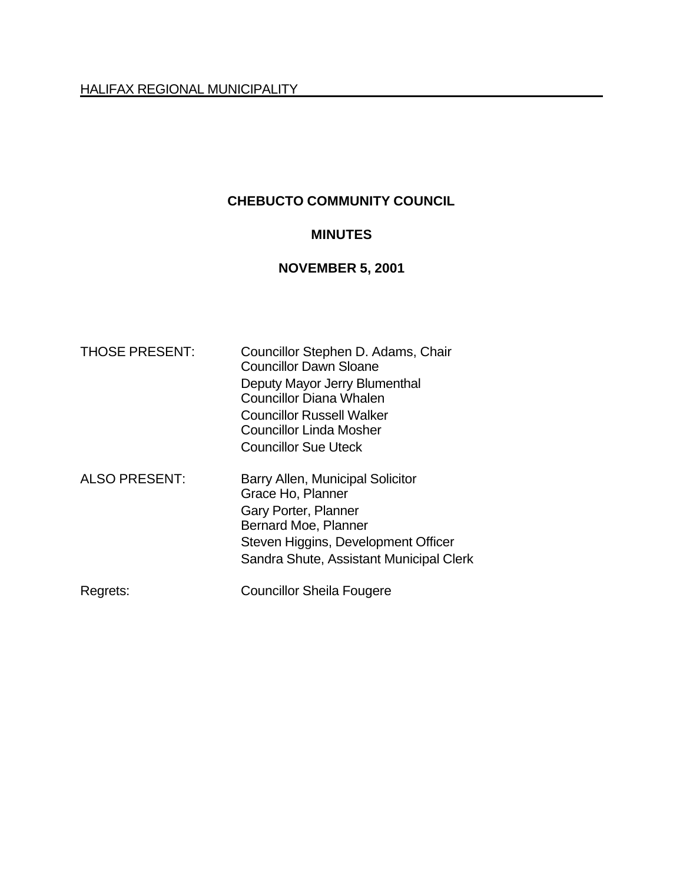HALIFAX REGIONAL MUNICIPALITY

# CHEBUCTO COMMUNITY COUNCIL

## MINUTES

## NOVEMBER 5, 2001

| | |
|---|---|
| THOSE PRESENT: | Councillor Stephen D. Adams, Chair<br>Councillor Dawn Sloane<br>Deputy Mayor Jerry Blumenthal<br>Councillor Diana Whalen<br>Councillor Russell Walker<br>Councillor Linda Mosher<br>Councillor Sue Uteck |
| ALSO PRESENT: | Barry Allen, Municipal Solicitor<br>Grace Ho, Planner<br>Gary Porter, Planner<br>Bernard Moe, Planner<br>Steven Higgins, Development Officer<br>Sandra Shute, Assistant Municipal Clerk |
| Regrets: | Councillor Sheila Fougere |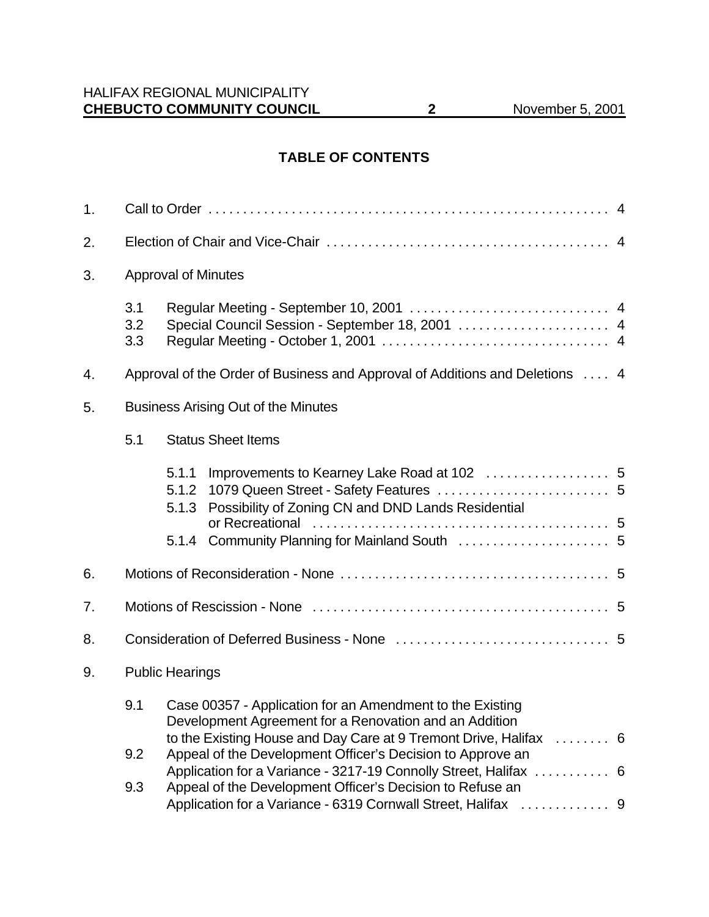## TABLE OF CONTENTS

1. Call to Order . . . . . . . . . . . . . . . . . . . . . . . . . . . . . . . . . . . . . . . . . . . . . . . . . . . . . . . . . . 4

2. Election of Chair and Vice-Chair . . . . . . . . . . . . . . . . . . . . . . . . . . . . . . . . . . . . . . . . . 4

3. Approval of Minutes

   3.1 Regular Meeting - September 10, 2001 . . . . . . . . . . . . . . . . . . . . . . . . . . . . . 4
   3.2 Special Council Session - September 18, 2001 . . . . . . . . . . . . . . . . . . . . . . 4
   3.3 Regular Meeting - October 1, 2001 . . . . . . . . . . . . . . . . . . . . . . . . . . . . . . . . . 4

4. Approval of the Order of Business and Approval of Additions and Deletions . . . . 4

5. Business Arising Out of the Minutes

   5.1 Status Sheet Items

      5.1.1 Improvements to Kearney Lake Road at 102 . . . . . . . . . . . . . . . . . . 5
      5.1.2 1079 Queen Street - Safety Features . . . . . . . . . . . . . . . . . . . . . . . . . 5
      5.1.3 Possibility of Zoning CN and DND Lands Residential or Recreational . . . . . . . . . . . . . . . . . . . . . . . . . . . . . . . . . . . . . . . . . . . 5
      5.1.4 Community Planning for Mainland South . . . . . . . . . . . . . . . . . . . . . . 5

6. Motions of Reconsideration - None . . . . . . . . . . . . . . . . . . . . . . . . . . . . . . . . . . . . . . . 5

7. Motions of Rescission - None . . . . . . . . . . . . . . . . . . . . . . . . . . . . . . . . . . . . . . . . . . . 5

8. Consideration of Deferred Business - None . . . . . . . . . . . . . . . . . . . . . . . . . . . . . . . 5

9. Public Hearings

   9.1 Case 00357 - Application for an Amendment to the Existing Development Agreement for a Renovation and an Addition to the Existing House and Day Care at 9 Tremont Drive, Halifax . . . . . . . . 6
   9.2 Appeal of the Development Officer's Decision to Approve an Application for a Variance - 3217-19 Connolly Street, Halifax . . . . . . . . . . . 6
   9.3 Appeal of the Development Officer's Decision to Refuse an Application for a Variance - 6319 Cornwall Street, Halifax . . . . . . . . . . . . . 9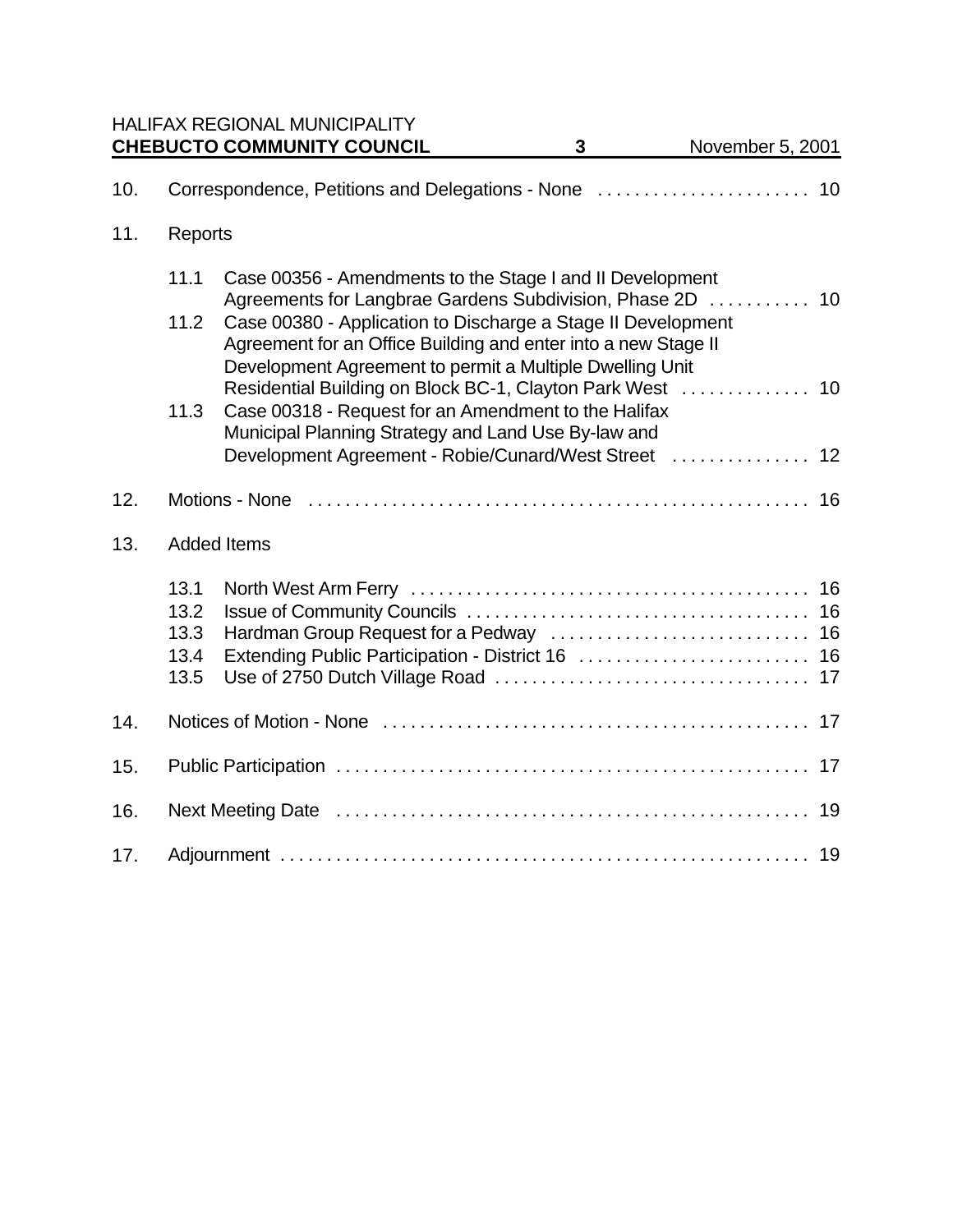10. Correspondence, Petitions and Delegations - None . . . . . . . . . . . . . . . . . . . . . . . 10

11. Reports

    11.1 Case 00356 - Amendments to the Stage I and II Development Agreements for Langbrae Gardens Subdivision, Phase 2D . . . . . . . . . . . 10

    11.2 Case 00380 - Application to Discharge a Stage II Development Agreement for an Office Building and enter into a new Stage II Development Agreement to permit a Multiple Dwelling Unit Residential Building on Block BC-1, Clayton Park West . . . . . . . . . . . . . 10

    11.3 Case 00318 - Request for an Amendment to the Halifax Municipal Planning Strategy and Land Use By-law and Development Agreement - Robie/Cunard/West Street . . . . . . . . . . . . . . . 12

12. Motions - None . . . . . . . . . . . . . . . . . . . . . . . . . . . . . . . . . . . . . . . . . . . . . . . . . . . . . 16

13. Added Items

    13.1 North West Arm Ferry . . . . . . . . . . . . . . . . . . . . . . . . . . . . . . . . . . . . . . . . . . 16

    13.2 Issue of Community Councils . . . . . . . . . . . . . . . . . . . . . . . . . . . . . . . . . . . . 16

    13.3 Hardman Group Request for a Pedway . . . . . . . . . . . . . . . . . . . . . . . . . . . . 16

    13.4 Extending Public Participation - District 16 . . . . . . . . . . . . . . . . . . . . . . . . . 16

    13.5 Use of 2750 Dutch Village Road . . . . . . . . . . . . . . . . . . . . . . . . . . . . . . . . . 17

14. Notices of Motion - None . . . . . . . . . . . . . . . . . . . . . . . . . . . . . . . . . . . . . . . . . . . . . 17

15. Public Participation . . . . . . . . . . . . . . . . . . . . . . . . . . . . . . . . . . . . . . . . . . . . . . . . . . 17

16. Next Meeting Date . . . . . . . . . . . . . . . . . . . . . . . . . . . . . . . . . . . . . . . . . . . . . . . . . . 19

17. Adjournment . . . . . . . . . . . . . . . . . . . . . . . . . . . . . . . . . . . . . . . . . . . . . . . . . . . . . . . 19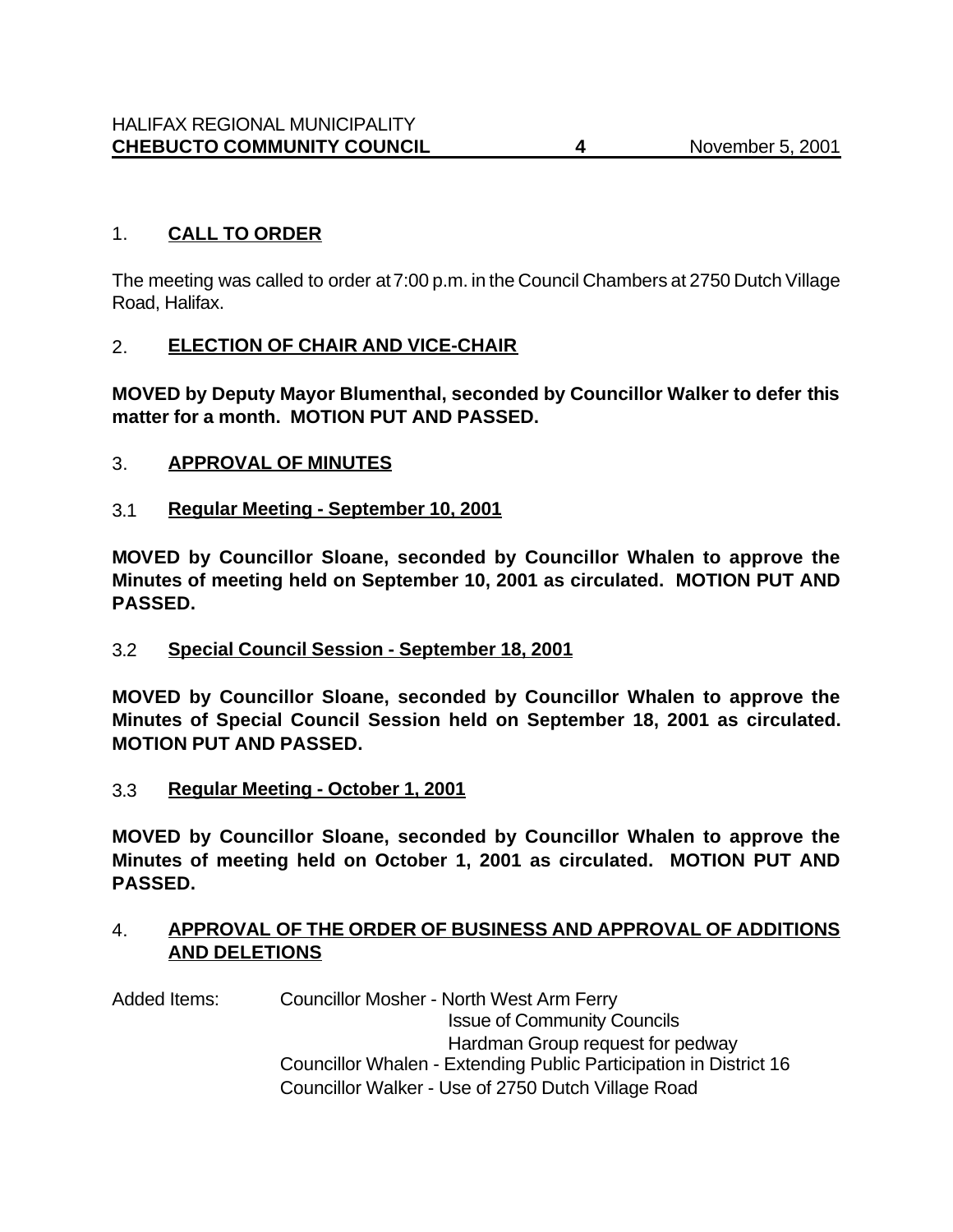## 1. **CALL TO ORDER**

The meeting was called to order at 7:00 p.m. in the Council Chambers at 2750 Dutch Village Road, Halifax.

## 2. **ELECTION OF CHAIR AND VICE-CHAIR**

**MOVED by Deputy Mayor Blumenthal, seconded by Councillor Walker to defer this matter for a month. MOTION PUT AND PASSED.**

## 3. **APPROVAL OF MINUTES**

### 3.1 **Regular Meeting - September 10, 2001**

**MOVED by Councillor Sloane, seconded by Councillor Whalen to approve the Minutes of meeting held on September 10, 2001 as circulated. MOTION PUT AND PASSED.**

### 3.2 **Special Council Session - September 18, 2001**

**MOVED by Councillor Sloane, seconded by Councillor Whalen to approve the Minutes of Special Council Session held on September 18, 2001 as circulated. MOTION PUT AND PASSED.**

### 3.3 **Regular Meeting - October 1, 2001**

**MOVED by Councillor Sloane, seconded by Councillor Whalen to approve the Minutes of meeting held on October 1, 2001 as circulated. MOTION PUT AND PASSED.**

## 4. **APPROVAL OF THE ORDER OF BUSINESS AND APPROVAL OF ADDITIONS AND DELETIONS**

Added Items:
- Councillor Mosher - North West Arm Ferry
  - Issue of Community Councils
  - Hardman Group request for pedway
- Councillor Whalen - Extending Public Participation in District 16
- Councillor Walker - Use of 2750 Dutch Village Road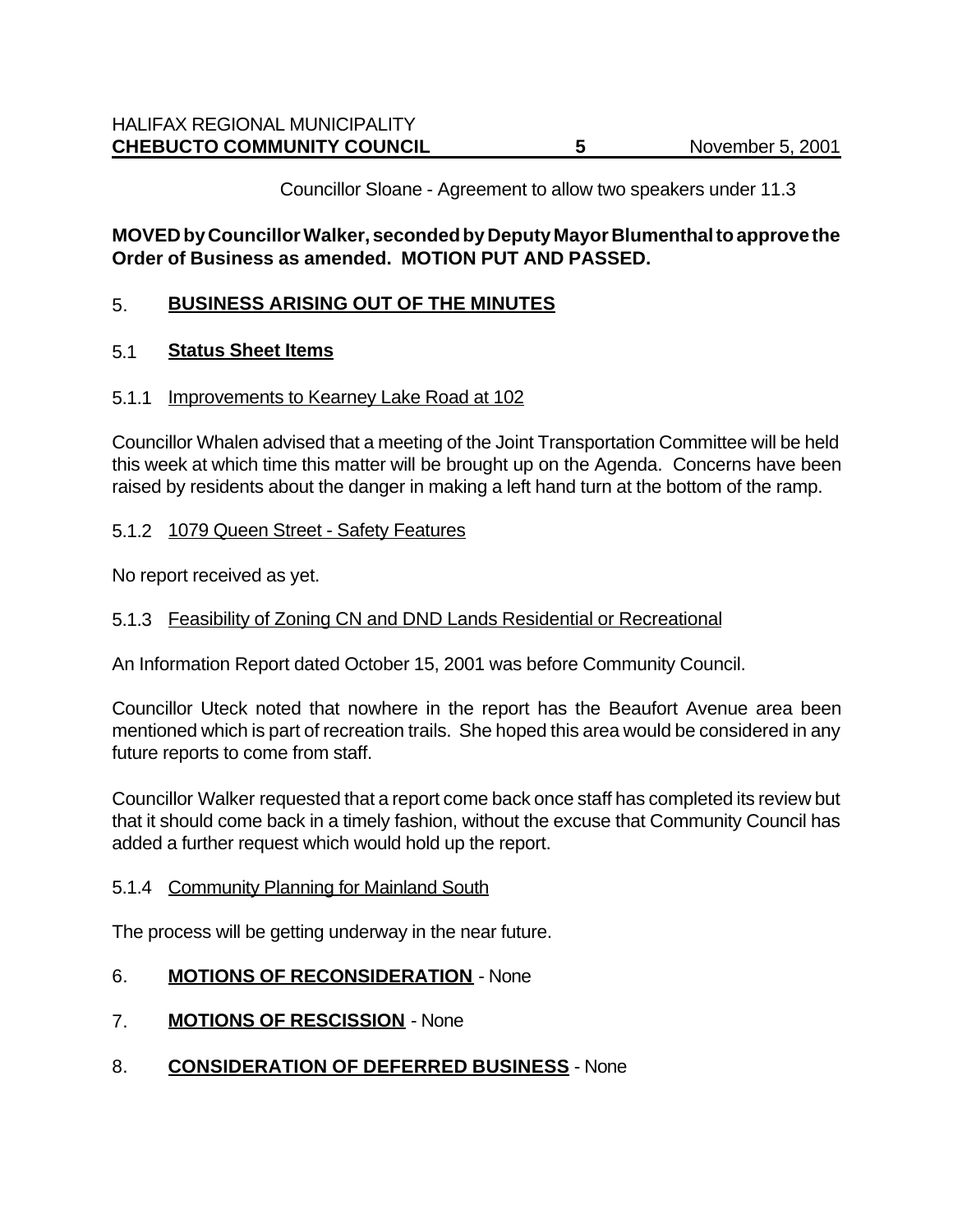Councillor Sloane - Agreement to allow two speakers under 11.3

**MOVED by Councillor Walker, seconded by Deputy Mayor Blumenthal to approve the Order of Business as amended. MOTION PUT AND PASSED.**

## 5. BUSINESS ARISING OUT OF THE MINUTES

### 5.1 Status Sheet Items

#### 5.1.1 Improvements to Kearney Lake Road at 102

Councillor Whalen advised that a meeting of the Joint Transportation Committee will be held this week at which time this matter will be brought up on the Agenda. Concerns have been raised by residents about the danger in making a left hand turn at the bottom of the ramp.

#### 5.1.2 1079 Queen Street - Safety Features

No report received as yet.

#### 5.1.3 Feasibility of Zoning CN and DND Lands Residential or Recreational

An Information Report dated October 15, 2001 was before Community Council.

Councillor Uteck noted that nowhere in the report has the Beaufort Avenue area been mentioned which is part of recreation trails. She hoped this area would be considered in any future reports to come from staff.

Councillor Walker requested that a report come back once staff has completed its review but that it should come back in a timely fashion, without the excuse that Community Council has added a further request which would hold up the report.

#### 5.1.4 Community Planning for Mainland South

The process will be getting underway in the near future.

## 6. MOTIONS OF RECONSIDERATION - None

## 7. MOTIONS OF RESCISSION - None

## 8. CONSIDERATION OF DEFERRED BUSINESS - None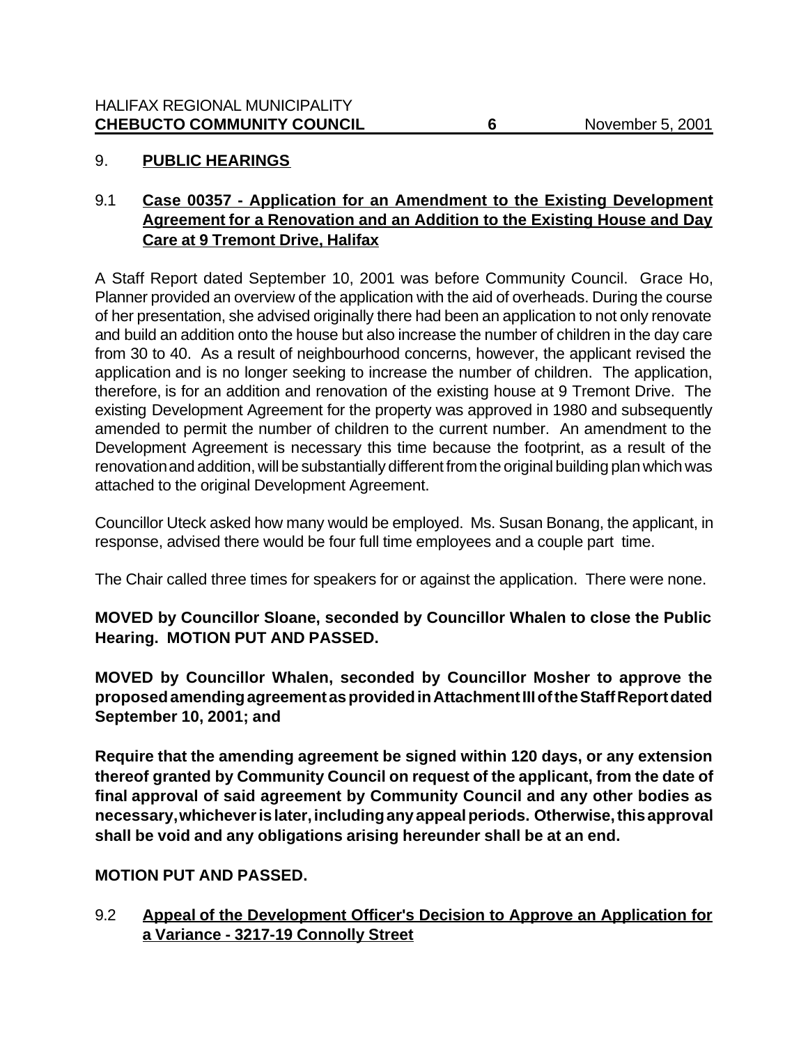## 9. PUBLIC HEARINGS

### 9.1 Case 00357 - Application for an Amendment to the Existing Development Agreement for a Renovation and an Addition to the Existing House and Day Care at 9 Tremont Drive, Halifax

A Staff Report dated September 10, 2001 was before Community Council. Grace Ho, Planner provided an overview of the application with the aid of overheads. During the course of her presentation, she advised originally there had been an application to not only renovate and build an addition onto the house but also increase the number of children in the day care from 30 to 40. As a result of neighbourhood concerns, however, the applicant revised the application and is no longer seeking to increase the number of children. The application, therefore, is for an addition and renovation of the existing house at 9 Tremont Drive. The existing Development Agreement for the property was approved in 1980 and subsequently amended to permit the number of children to the current number. An amendment to the Development Agreement is necessary this time because the footprint, as a result of the renovation and addition, will be substantially different from the original building plan which was attached to the original Development Agreement.

Councillor Uteck asked how many would be employed. Ms. Susan Bonang, the applicant, in response, advised there would be four full time employees and a couple part time.

The Chair called three times for speakers for or against the application. There were none.

**MOVED by Councillor Sloane, seconded by Councillor Whalen to close the Public Hearing. MOTION PUT AND PASSED.**

**MOVED by Councillor Whalen, seconded by Councillor Mosher to approve the proposed amending agreement as provided in Attachment III of the Staff Report dated September 10, 2001; and**

**Require that the amending agreement be signed within 120 days, or any extension thereof granted by Community Council on request of the applicant, from the date of final approval of said agreement by Community Council and any other bodies as necessary, whichever is later, including any appeal periods. Otherwise, this approval shall be void and any obligations arising hereunder shall be at an end.**

**MOTION PUT AND PASSED.**

### 9.2 Appeal of the Development Officer's Decision to Approve an Application for a Variance - 3217-19 Connolly Street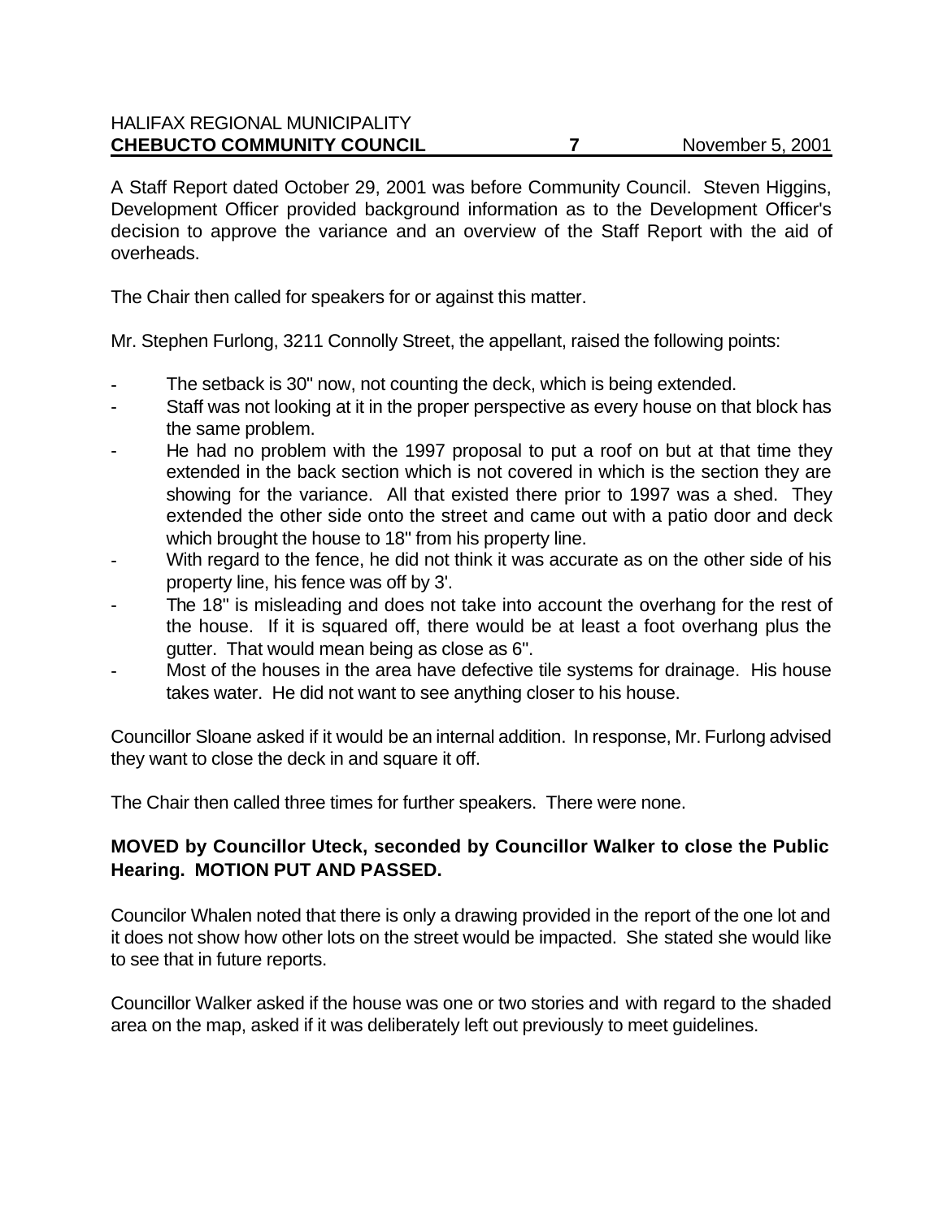A Staff Report dated October 29, 2001 was before Community Council. Steven Higgins, Development Officer provided background information as to the Development Officer's decision to approve the variance and an overview of the Staff Report with the aid of overheads.

The Chair then called for speakers for or against this matter.

Mr. Stephen Furlong, 3211 Connolly Street, the appellant, raised the following points:

- The setback is 30" now, not counting the deck, which is being extended.
- Staff was not looking at it in the proper perspective as every house on that block has the same problem.
- He had no problem with the 1997 proposal to put a roof on but at that time they extended in the back section which is not covered in which is the section they are showing for the variance. All that existed there prior to 1997 was a shed. They extended the other side onto the street and came out with a patio door and deck which brought the house to 18" from his property line.
- With regard to the fence, he did not think it was accurate as on the other side of his property line, his fence was off by 3'.
- The 18" is misleading and does not take into account the overhang for the rest of the house. If it is squared off, there would be at least a foot overhang plus the gutter. That would mean being as close as 6".
- Most of the houses in the area have defective tile systems for drainage. His house takes water. He did not want to see anything closer to his house.

Councillor Sloane asked if it would be an internal addition. In response, Mr. Furlong advised they want to close the deck in and square it off.

The Chair then called three times for further speakers. There were none.

**MOVED by Councillor Uteck, seconded by Councillor Walker to close the Public Hearing. MOTION PUT AND PASSED.**

Councilor Whalen noted that there is only a drawing provided in the report of the one lot and it does not show how other lots on the street would be impacted. She stated she would like to see that in future reports.

Councillor Walker asked if the house was one or two stories and with regard to the shaded area on the map, asked if it was deliberately left out previously to meet guidelines.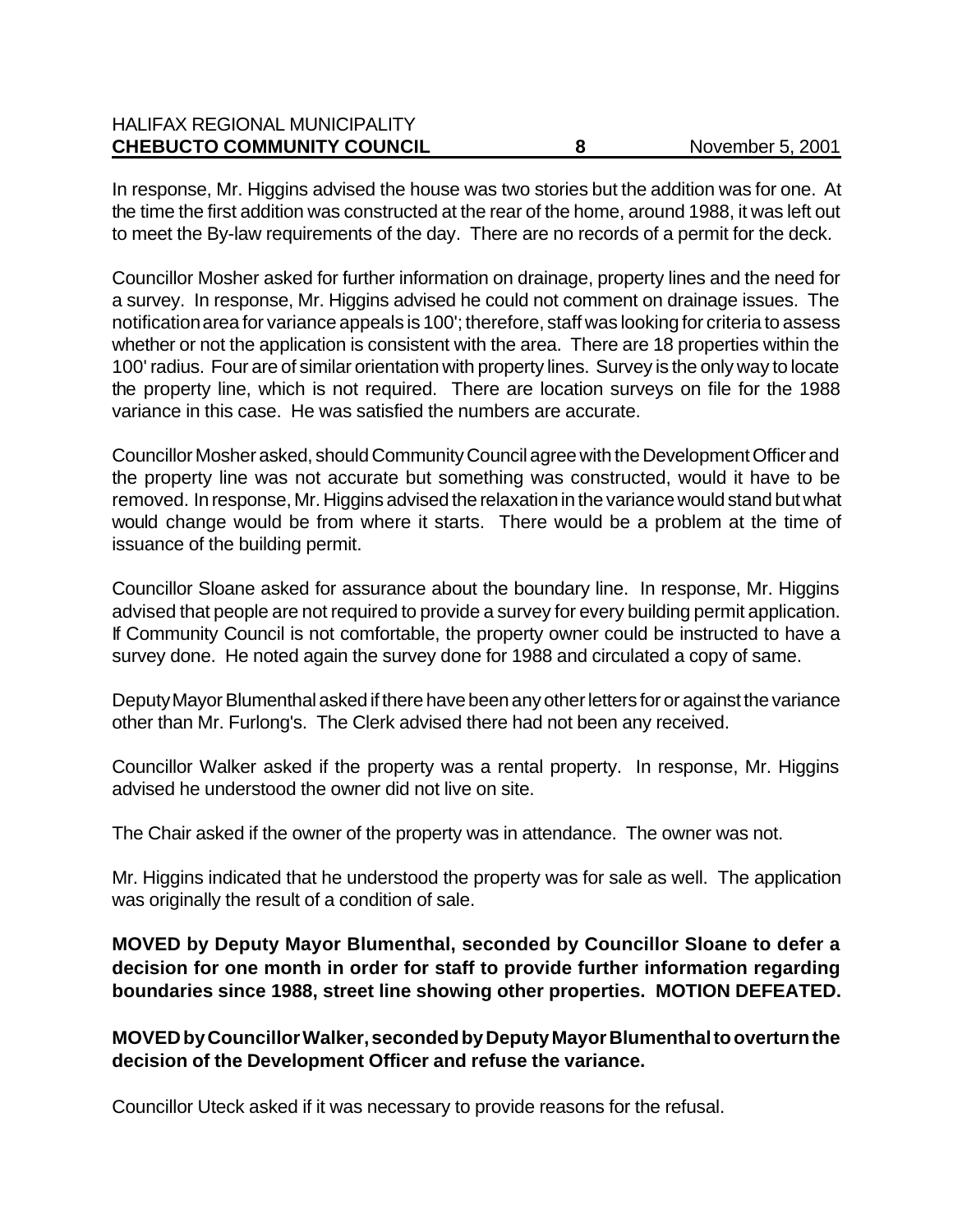In response, Mr. Higgins advised the house was two stories but the addition was for one. At the time the first addition was constructed at the rear of the home, around 1988, it was left out to meet the By-law requirements of the day. There are no records of a permit for the deck.

Councillor Mosher asked for further information on drainage, property lines and the need for a survey. In response, Mr. Higgins advised he could not comment on drainage issues. The notification area for variance appeals is 100'; therefore, staff was looking for criteria to assess whether or not the application is consistent with the area. There are 18 properties within the 100' radius. Four are of similar orientation with property lines. Survey is the only way to locate the property line, which is not required. There are location surveys on file for the 1988 variance in this case. He was satisfied the numbers are accurate.

Councillor Mosher asked, should Community Council agree with the Development Officer and the property line was not accurate but something was constructed, would it have to be removed. In response, Mr. Higgins advised the relaxation in the variance would stand but what would change would be from where it starts. There would be a problem at the time of issuance of the building permit.

Councillor Sloane asked for assurance about the boundary line. In response, Mr. Higgins advised that people are not required to provide a survey for every building permit application. If Community Council is not comfortable, the property owner could be instructed to have a survey done. He noted again the survey done for 1988 and circulated a copy of same.

Deputy Mayor Blumenthal asked if there have been any other letters for or against the variance other than Mr. Furlong's. The Clerk advised there had not been any received.

Councillor Walker asked if the property was a rental property. In response, Mr. Higgins advised he understood the owner did not live on site.

The Chair asked if the owner of the property was in attendance. The owner was not.

Mr. Higgins indicated that he understood the property was for sale as well. The application was originally the result of a condition of sale.

**MOVED by Deputy Mayor Blumenthal, seconded by Councillor Sloane to defer a decision for one month in order for staff to provide further information regarding boundaries since 1988, street line showing other properties. MOTION DEFEATED.**

**MOVED by Councillor Walker, seconded by Deputy Mayor Blumenthal to overturn the decision of the Development Officer and refuse the variance.**

Councillor Uteck asked if it was necessary to provide reasons for the refusal.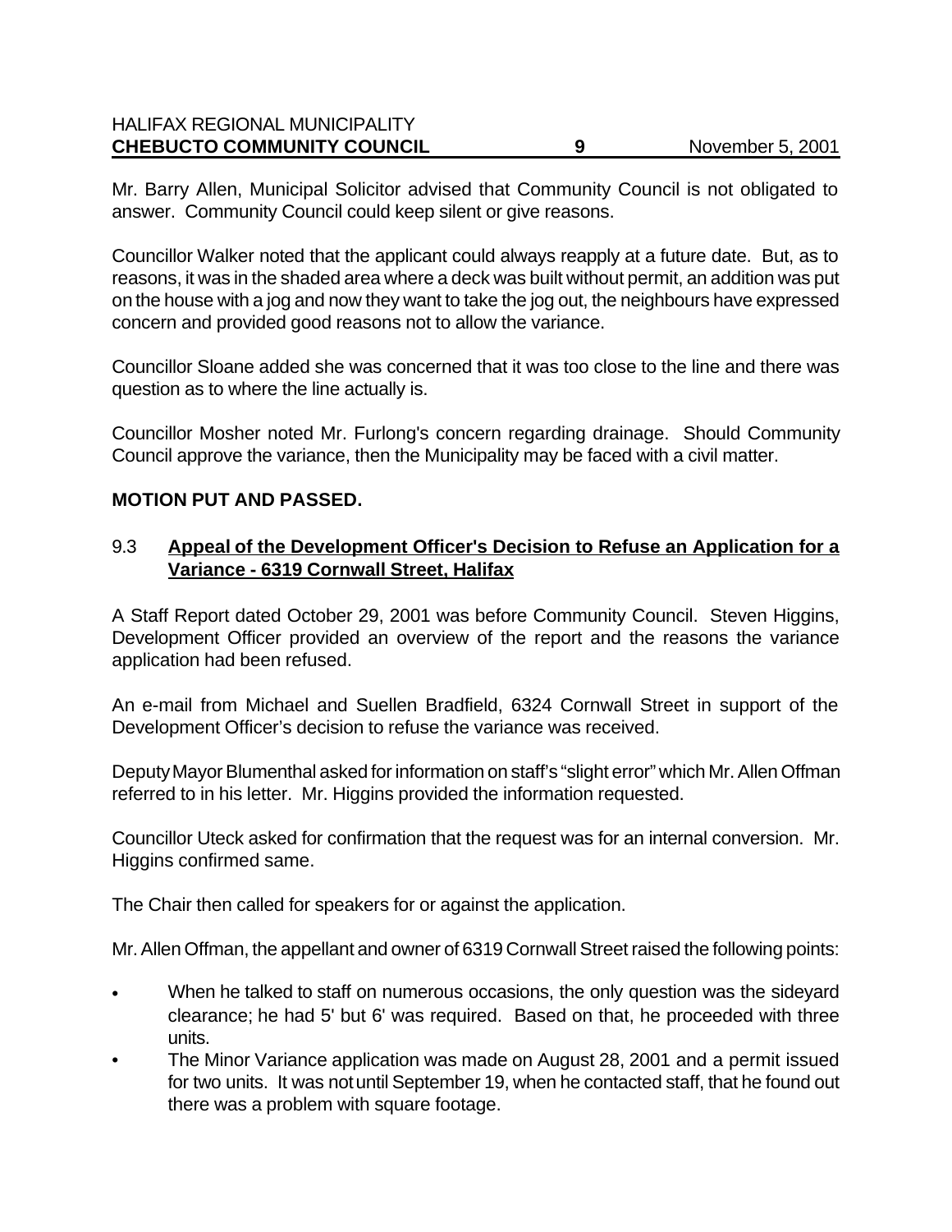Mr. Barry Allen, Municipal Solicitor advised that Community Council is not obligated to answer. Community Council could keep silent or give reasons.

Councillor Walker noted that the applicant could always reapply at a future date. But, as to reasons, it was in the shaded area where a deck was built without permit, an addition was put on the house with a jog and now they want to take the jog out, the neighbours have expressed concern and provided good reasons not to allow the variance.

Councillor Sloane added she was concerned that it was too close to the line and there was question as to where the line actually is.

Councillor Mosher noted Mr. Furlong's concern regarding drainage. Should Community Council approve the variance, then the Municipality may be faced with a civil matter.

**MOTION PUT AND PASSED.**

9.3 **Appeal of the Development Officer's Decision to Refuse an Application for a Variance - 6319 Cornwall Street, Halifax**

A Staff Report dated October 29, 2001 was before Community Council. Steven Higgins, Development Officer provided an overview of the report and the reasons the variance application had been refused.

An e-mail from Michael and Suellen Bradfield, 6324 Cornwall Street in support of the Development Officer's decision to refuse the variance was received.

Deputy Mayor Blumenthal asked for information on staff's "slight error" which Mr. Allen Offman referred to in his letter. Mr. Higgins provided the information requested.

Councillor Uteck asked for confirmation that the request was for an internal conversion. Mr. Higgins confirmed same.

The Chair then called for speakers for or against the application.

Mr. Allen Offman, the appellant and owner of 6319 Cornwall Street raised the following points:

- When he talked to staff on numerous occasions, the only question was the sideyard clearance; he had 5' but 6' was required. Based on that, he proceeded with three units.
- The Minor Variance application was made on August 28, 2001 and a permit issued for two units. It was not until September 19, when he contacted staff, that he found out there was a problem with square footage.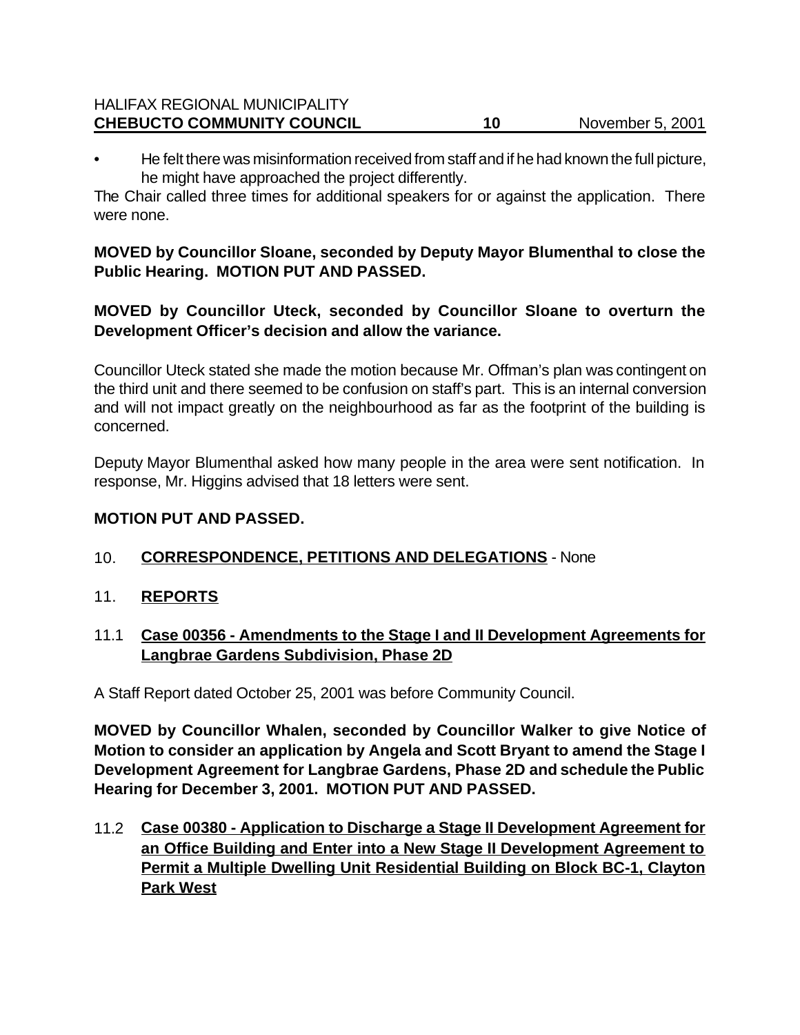- He felt there was misinformation received from staff and if he had known the full picture, he might have approached the project differently.

The Chair called three times for additional speakers for or against the application. There were none.

**MOVED by Councillor Sloane, seconded by Deputy Mayor Blumenthal to close the Public Hearing. MOTION PUT AND PASSED.**

**MOVED by Councillor Uteck, seconded by Councillor Sloane to overturn the Development Officer's decision and allow the variance.**

Councillor Uteck stated she made the motion because Mr. Offman's plan was contingent on the third unit and there seemed to be confusion on staff's part. This is an internal conversion and will not impact greatly on the neighbourhood as far as the footprint of the building is concerned.

Deputy Mayor Blumenthal asked how many people in the area were sent notification. In response, Mr. Higgins advised that 18 letters were sent.

**MOTION PUT AND PASSED.**

## 10. **CORRESPONDENCE, PETITIONS AND DELEGATIONS** - None

## 11. **REPORTS**

### 11.1 **Case 00356 - Amendments to the Stage I and II Development Agreements for Langbrae Gardens Subdivision, Phase 2D**

A Staff Report dated October 25, 2001 was before Community Council.

**MOVED by Councillor Whalen, seconded by Councillor Walker to give Notice of Motion to consider an application by Angela and Scott Bryant to amend the Stage I Development Agreement for Langbrae Gardens, Phase 2D and schedule the Public Hearing for December 3, 2001. MOTION PUT AND PASSED.**

### 11.2 **Case 00380 - Application to Discharge a Stage II Development Agreement for an Office Building and Enter into a New Stage II Development Agreement to Permit a Multiple Dwelling Unit Residential Building on Block BC-1, Clayton Park West**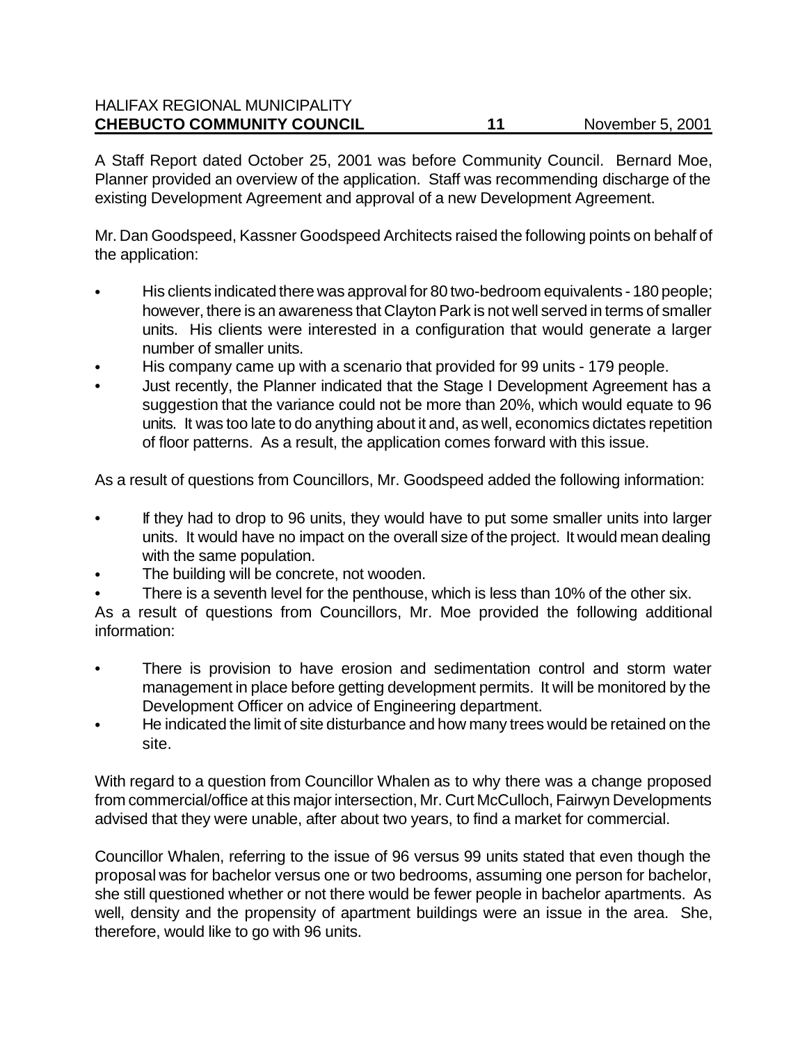A Staff Report dated October 25, 2001 was before Community Council. Bernard Moe, Planner provided an overview of the application. Staff was recommending discharge of the existing Development Agreement and approval of a new Development Agreement.

Mr. Dan Goodspeed, Kassner Goodspeed Architects raised the following points on behalf of the application:

- His clients indicated there was approval for 80 two-bedroom equivalents - 180 people; however, there is an awareness that Clayton Park is not well served in terms of smaller units. His clients were interested in a configuration that would generate a larger number of smaller units.
- His company came up with a scenario that provided for 99 units - 179 people.
- Just recently, the Planner indicated that the Stage I Development Agreement has a suggestion that the variance could not be more than 20%, which would equate to 96 units. It was too late to do anything about it and, as well, economics dictates repetition of floor patterns. As a result, the application comes forward with this issue.

As a result of questions from Councillors, Mr. Goodspeed added the following information:

- If they had to drop to 96 units, they would have to put some smaller units into larger units. It would have no impact on the overall size of the project. It would mean dealing with the same population.
- The building will be concrete, not wooden.
- There is a seventh level for the penthouse, which is less than 10% of the other six.

As a result of questions from Councillors, Mr. Moe provided the following additional information:

- There is provision to have erosion and sedimentation control and storm water management in place before getting development permits. It will be monitored by the Development Officer on advice of Engineering department.
- He indicated the limit of site disturbance and how many trees would be retained on the site.

With regard to a question from Councillor Whalen as to why there was a change proposed from commercial/office at this major intersection, Mr. Curt McCulloch, Fairwyn Developments advised that they were unable, after about two years, to find a market for commercial.

Councillor Whalen, referring to the issue of 96 versus 99 units stated that even though the proposal was for bachelor versus one or two bedrooms, assuming one person for bachelor, she still questioned whether or not there would be fewer people in bachelor apartments. As well, density and the propensity of apartment buildings were an issue in the area. She, therefore, would like to go with 96 units.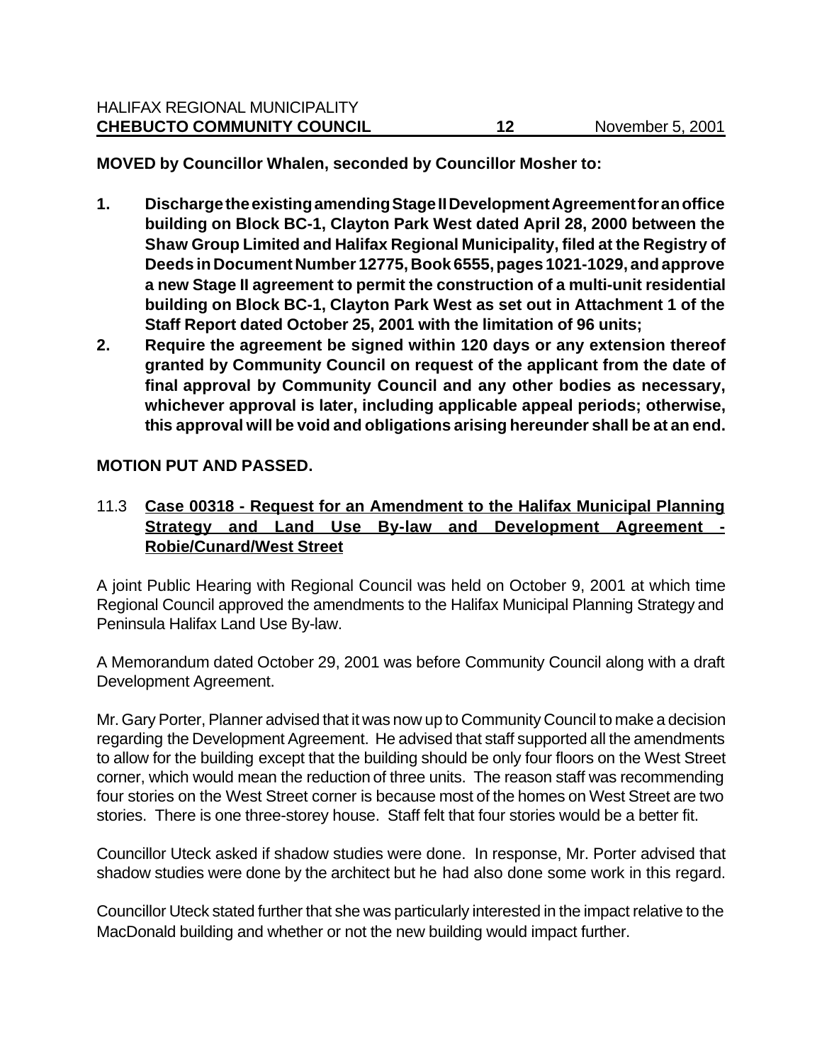**MOVED by Councillor Whalen, seconded by Councillor Mosher to:**

1. **Discharge the existing amending Stage II Development Agreement for an office building on Block BC-1, Clayton Park West dated April 28, 2000 between the Shaw Group Limited and Halifax Regional Municipality, filed at the Registry of Deeds in Document Number 12775, Book 6555, pages 1021-1029, and approve a new Stage II agreement to permit the construction of a multi-unit residential building on Block BC-1, Clayton Park West as set out in Attachment 1 of the Staff Report dated October 25, 2001 with the limitation of 96 units;**
2. **Require the agreement be signed within 120 days or any extension thereof granted by Community Council on request of the applicant from the date of final approval by Community Council and any other bodies as necessary, whichever approval is later, including applicable appeal periods; otherwise, this approval will be void and obligations arising hereunder shall be at an end.**

**MOTION PUT AND PASSED.**

11.3 **Case 00318 - Request for an Amendment to the Halifax Municipal Planning Strategy and Land Use By-law and Development Agreement - Robie/Cunard/West Street**

A joint Public Hearing with Regional Council was held on October 9, 2001 at which time Regional Council approved the amendments to the Halifax Municipal Planning Strategy and Peninsula Halifax Land Use By-law.

A Memorandum dated October 29, 2001 was before Community Council along with a draft Development Agreement.

Mr. Gary Porter, Planner advised that it was now up to Community Council to make a decision regarding the Development Agreement. He advised that staff supported all the amendments to allow for the building except that the building should be only four floors on the West Street corner, which would mean the reduction of three units. The reason staff was recommending four stories on the West Street corner is because most of the homes on West Street are two stories. There is one three-storey house. Staff felt that four stories would be a better fit.

Councillor Uteck asked if shadow studies were done. In response, Mr. Porter advised that shadow studies were done by the architect but he had also done some work in this regard.

Councillor Uteck stated further that she was particularly interested in the impact relative to the MacDonald building and whether or not the new building would impact further.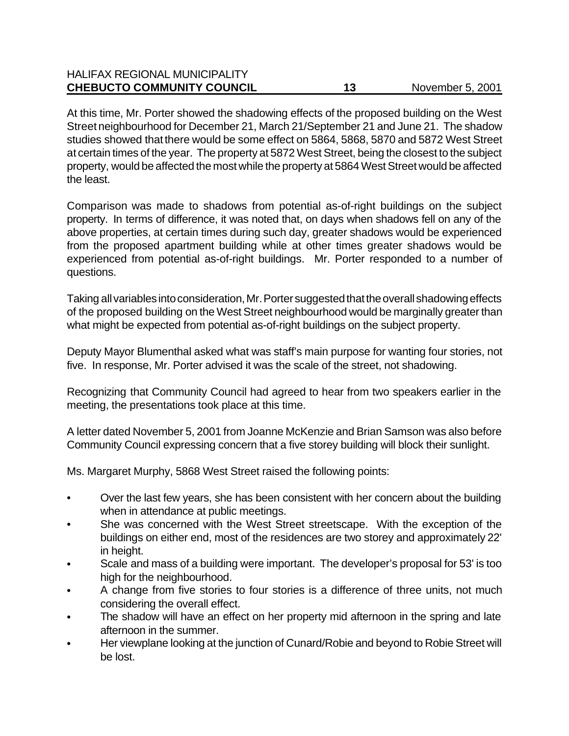At this time, Mr. Porter showed the shadowing effects of the proposed building on the West Street neighbourhood for December 21, March 21/September 21 and June 21. The shadow studies showed that there would be some effect on 5864, 5868, 5870 and 5872 West Street at certain times of the year. The property at 5872 West Street, being the closest to the subject property, would be affected the most while the property at 5864 West Street would be affected the least.

Comparison was made to shadows from potential as-of-right buildings on the subject property. In terms of difference, it was noted that, on days when shadows fell on any of the above properties, at certain times during such day, greater shadows would be experienced from the proposed apartment building while at other times greater shadows would be experienced from potential as-of-right buildings. Mr. Porter responded to a number of questions.

Taking all variables into consideration, Mr. Porter suggested that the overall shadowing effects of the proposed building on the West Street neighbourhood would be marginally greater than what might be expected from potential as-of-right buildings on the subject property.

Deputy Mayor Blumenthal asked what was staff's main purpose for wanting four stories, not five. In response, Mr. Porter advised it was the scale of the street, not shadowing.

Recognizing that Community Council had agreed to hear from two speakers earlier in the meeting, the presentations took place at this time.

A letter dated November 5, 2001 from Joanne McKenzie and Brian Samson was also before Community Council expressing concern that a five storey building will block their sunlight.

Ms. Margaret Murphy, 5868 West Street raised the following points:

- Over the last few years, she has been consistent with her concern about the building when in attendance at public meetings.
- She was concerned with the West Street streetscape. With the exception of the buildings on either end, most of the residences are two storey and approximately 22' in height.
- Scale and mass of a building were important. The developer's proposal for 53' is too high for the neighbourhood.
- A change from five stories to four stories is a difference of three units, not much considering the overall effect.
- The shadow will have an effect on her property mid afternoon in the spring and late afternoon in the summer.
- Her viewplane looking at the junction of Cunard/Robie and beyond to Robie Street will be lost.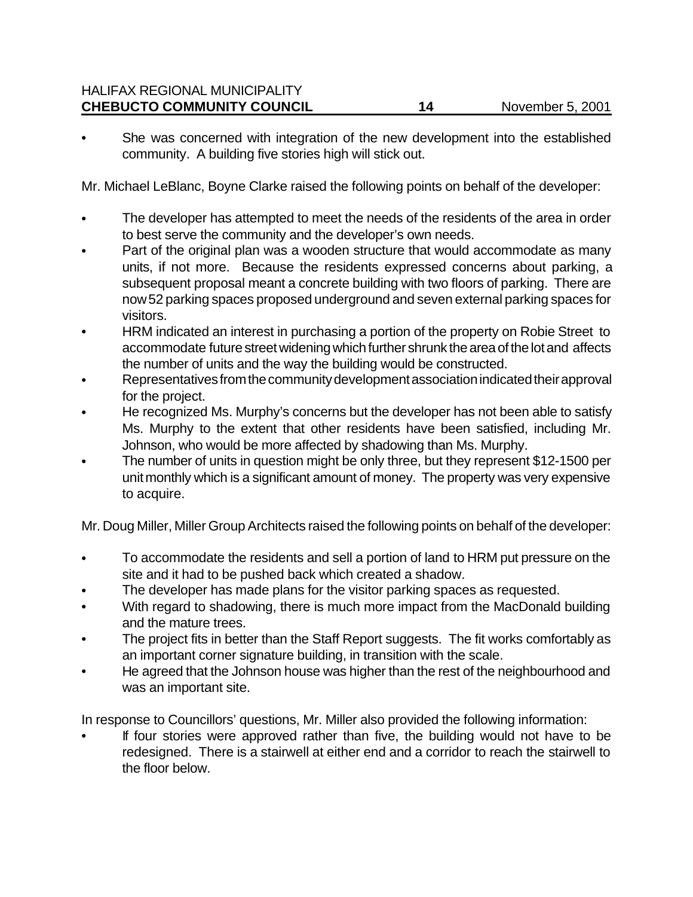- She was concerned with integration of the new development into the established community. A building five stories high will stick out.

Mr. Michael LeBlanc, Boyne Clarke raised the following points on behalf of the developer:

- The developer has attempted to meet the needs of the residents of the area in order to best serve the community and the developer's own needs.
- Part of the original plan was a wooden structure that would accommodate as many units, if not more. Because the residents expressed concerns about parking, a subsequent proposal meant a concrete building with two floors of parking. There are now 52 parking spaces proposed underground and seven external parking spaces for visitors.
- HRM indicated an interest in purchasing a portion of the property on Robie Street to accommodate future street widening which further shrunk the area of the lot and affects the number of units and the way the building would be constructed.
- Representatives from the community development association indicated their approval for the project.
- He recognized Ms. Murphy's concerns but the developer has not been able to satisfy Ms. Murphy to the extent that other residents have been satisfied, including Mr. Johnson, who would be more affected by shadowing than Ms. Murphy.
- The number of units in question might be only three, but they represent $12-1500 per unit monthly which is a significant amount of money. The property was very expensive to acquire.

Mr. Doug Miller, Miller Group Architects raised the following points on behalf of the developer:

- To accommodate the residents and sell a portion of land to HRM put pressure on the site and it had to be pushed back which created a shadow.
- The developer has made plans for the visitor parking spaces as requested.
- With regard to shadowing, there is much more impact from the MacDonald building and the mature trees.
- The project fits in better than the Staff Report suggests. The fit works comfortably as an important corner signature building, in transition with the scale.
- He agreed that the Johnson house was higher than the rest of the neighbourhood and was an important site.

In response to Councillors' questions, Mr. Miller also provided the following information:

- If four stories were approved rather than five, the building would not have to be redesigned. There is a stairwell at either end and a corridor to reach the stairwell to the floor below.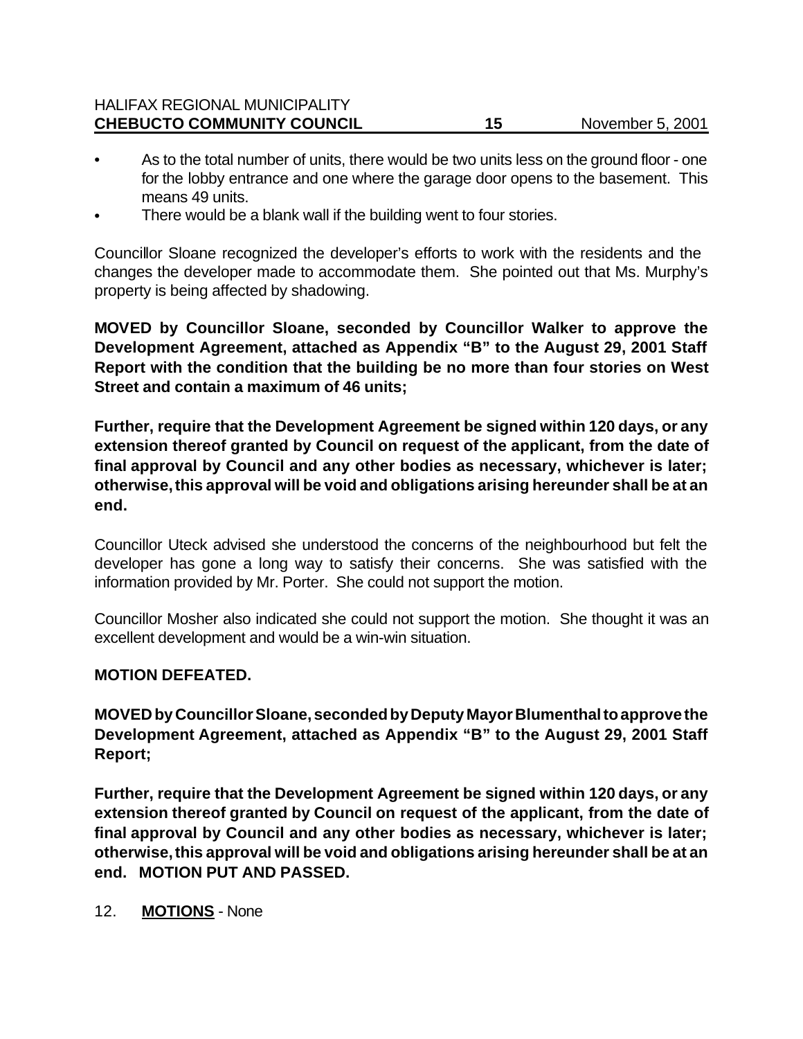- As to the total number of units, there would be two units less on the ground floor - one for the lobby entrance and one where the garage door opens to the basement. This means 49 units.
- There would be a blank wall if the building went to four stories.

Councillor Sloane recognized the developer's efforts to work with the residents and the changes the developer made to accommodate them. She pointed out that Ms. Murphy's property is being affected by shadowing.

**MOVED by Councillor Sloane, seconded by Councillor Walker to approve the Development Agreement, attached as Appendix "B" to the August 29, 2001 Staff Report with the condition that the building be no more than four stories on West Street and contain a maximum of 46 units;**

**Further, require that the Development Agreement be signed within 120 days, or any extension thereof granted by Council on request of the applicant, from the date of final approval by Council and any other bodies as necessary, whichever is later; otherwise, this approval will be void and obligations arising hereunder shall be at an end.**

Councillor Uteck advised she understood the concerns of the neighbourhood but felt the developer has gone a long way to satisfy their concerns. She was satisfied with the information provided by Mr. Porter. She could not support the motion.

Councillor Mosher also indicated she could not support the motion. She thought it was an excellent development and would be a win-win situation.

**MOTION DEFEATED.**

**MOVED by Councillor Sloane, seconded by Deputy Mayor Blumenthal to approve the Development Agreement, attached as Appendix "B" to the August 29, 2001 Staff Report;**

**Further, require that the Development Agreement be signed within 120 days, or any extension thereof granted by Council on request of the applicant, from the date of final approval by Council and any other bodies as necessary, whichever is later; otherwise, this approval will be void and obligations arising hereunder shall be at an end. MOTION PUT AND PASSED.**

12. **MOTIONS** - None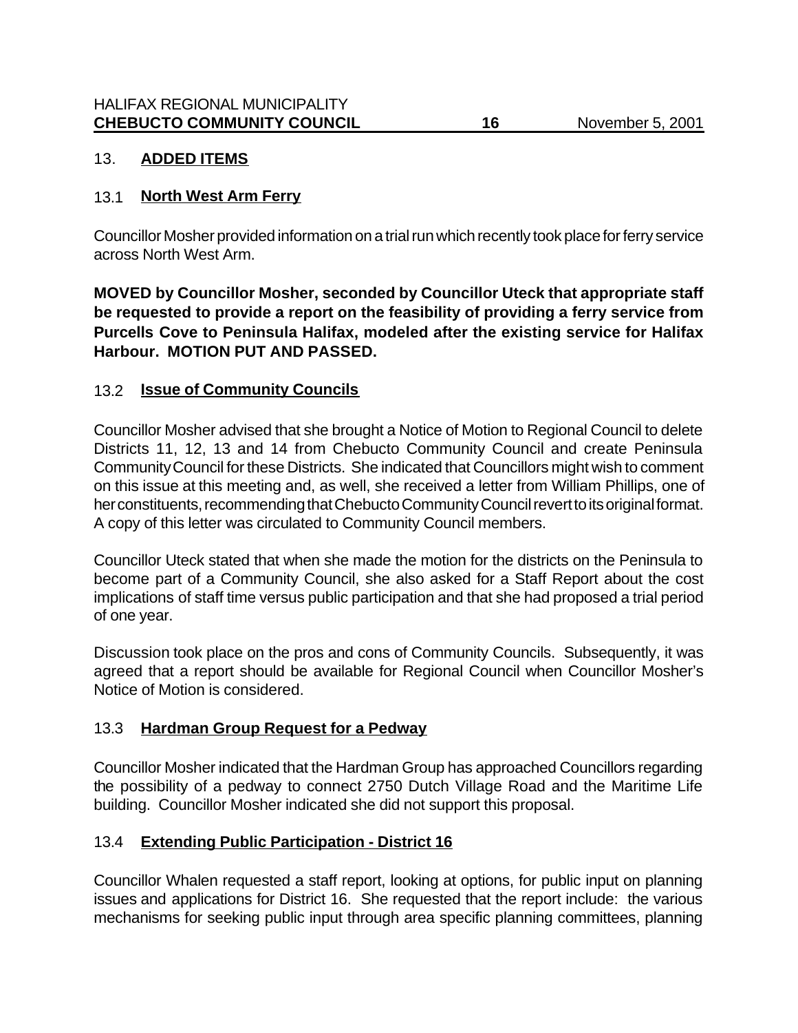## 13. ADDED ITEMS

### 13.1 North West Arm Ferry

Councillor Mosher provided information on a trial run which recently took place for ferry service across North West Arm.

**MOVED by Councillor Mosher, seconded by Councillor Uteck that appropriate staff be requested to provide a report on the feasibility of providing a ferry service from Purcells Cove to Peninsula Halifax, modeled after the existing service for Halifax Harbour. MOTION PUT AND PASSED.**

### 13.2 Issue of Community Councils

Councillor Mosher advised that she brought a Notice of Motion to Regional Council to delete Districts 11, 12, 13 and 14 from Chebucto Community Council and create Peninsula Community Council for these Districts. She indicated that Councillors might wish to comment on this issue at this meeting and, as well, she received a letter from William Phillips, one of her constituents, recommending that Chebucto Community Council revert to its original format. A copy of this letter was circulated to Community Council members.

Councillor Uteck stated that when she made the motion for the districts on the Peninsula to become part of a Community Council, she also asked for a Staff Report about the cost implications of staff time versus public participation and that she had proposed a trial period of one year.

Discussion took place on the pros and cons of Community Councils. Subsequently, it was agreed that a report should be available for Regional Council when Councillor Mosher's Notice of Motion is considered.

### 13.3 Hardman Group Request for a Pedway

Councillor Mosher indicated that the Hardman Group has approached Councillors regarding the possibility of a pedway to connect 2750 Dutch Village Road and the Maritime Life building. Councillor Mosher indicated she did not support this proposal.

### 13.4 Extending Public Participation - District 16

Councillor Whalen requested a staff report, looking at options, for public input on planning issues and applications for District 16. She requested that the report include: the various mechanisms for seeking public input through area specific planning committees, planning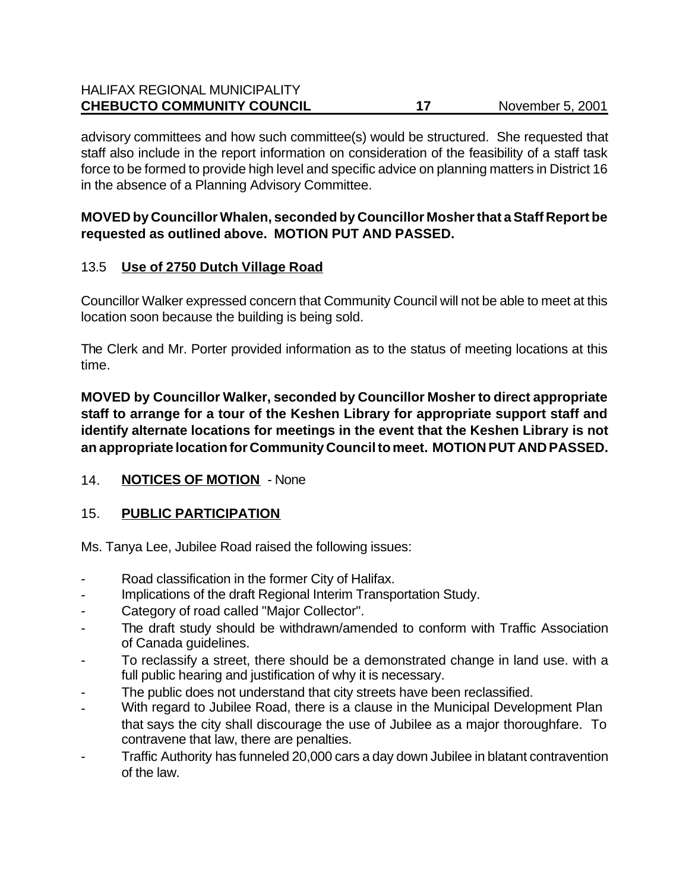advisory committees and how such committee(s) would be structured. She requested that staff also include in the report information on consideration of the feasibility of a staff task force to be formed to provide high level and specific advice on planning matters in District 16 in the absence of a Planning Advisory Committee.

**MOVED by Councillor Whalen, seconded by Councillor Mosher that a Staff Report be requested as outlined above. MOTION PUT AND PASSED.**

### 13.5 Use of 2750 Dutch Village Road

Councillor Walker expressed concern that Community Council will not be able to meet at this location soon because the building is being sold.

The Clerk and Mr. Porter provided information as to the status of meeting locations at this time.

**MOVED by Councillor Walker, seconded by Councillor Mosher to direct appropriate staff to arrange for a tour of the Keshen Library for appropriate support staff and identify alternate locations for meetings in the event that the Keshen Library is not an appropriate location for Community Council to meet. MOTION PUT AND PASSED.**

## 14. NOTICES OF MOTION - None

## 15. PUBLIC PARTICIPATION

Ms. Tanya Lee, Jubilee Road raised the following issues:

- Road classification in the former City of Halifax.
- Implications of the draft Regional Interim Transportation Study.
- Category of road called "Major Collector".
- The draft study should be withdrawn/amended to conform with Traffic Association of Canada guidelines.
- To reclassify a street, there should be a demonstrated change in land use. with a full public hearing and justification of why it is necessary.
- The public does not understand that city streets have been reclassified.
- With regard to Jubilee Road, there is a clause in the Municipal Development Plan that says the city shall discourage the use of Jubilee as a major thoroughfare. To contravene that law, there are penalties.
- Traffic Authority has funneled 20,000 cars a day down Jubilee in blatant contravention of the law.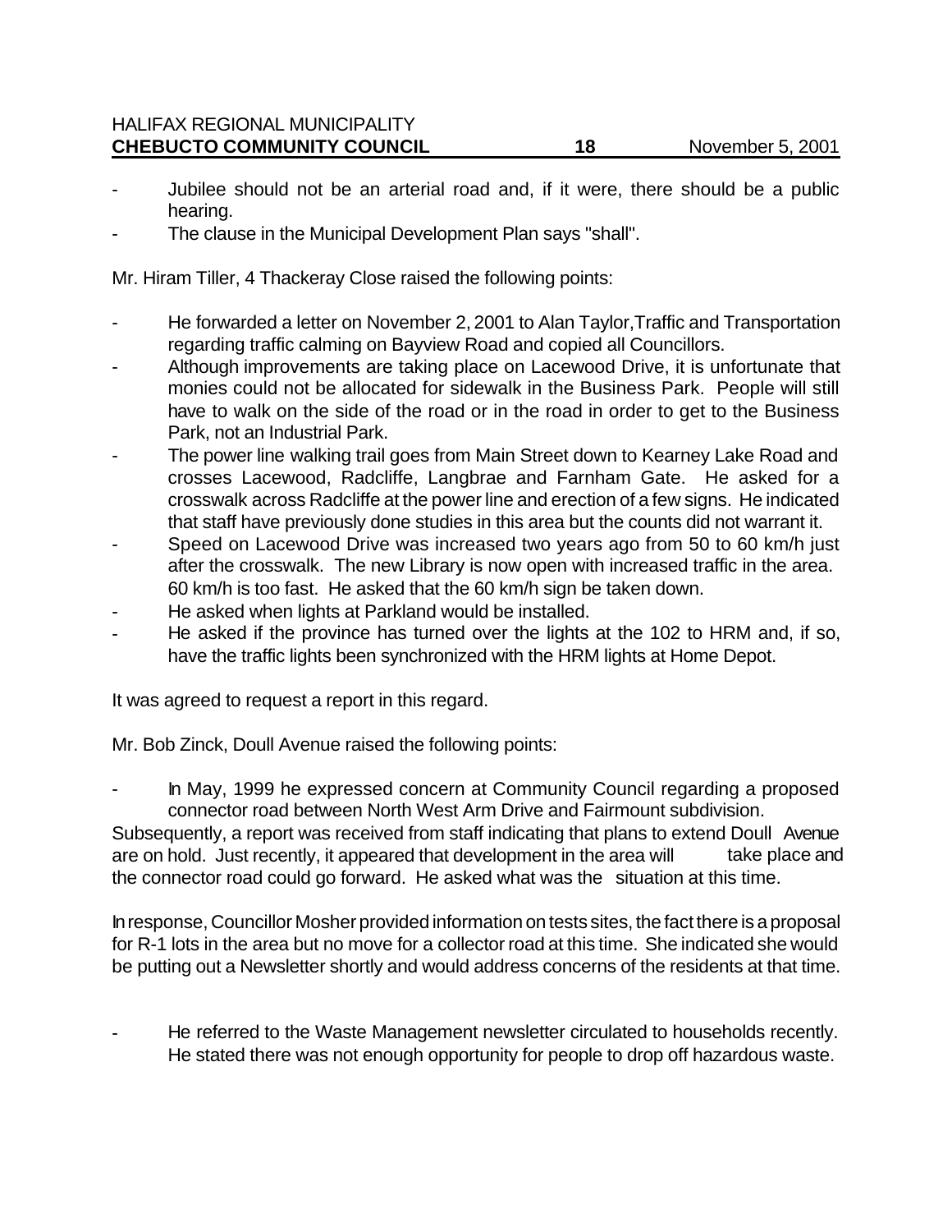- Jubilee should not be an arterial road and, if it were, there should be a public hearing.
- The clause in the Municipal Development Plan says "shall".

Mr. Hiram Tiller, 4 Thackeray Close raised the following points:

- He forwarded a letter on November 2, 2001 to Alan Taylor,Traffic and Transportation regarding traffic calming on Bayview Road and copied all Councillors.
- Although improvements are taking place on Lacewood Drive, it is unfortunate that monies could not be allocated for sidewalk in the Business Park. People will still have to walk on the side of the road or in the road in order to get to the Business Park, not an Industrial Park.
- The power line walking trail goes from Main Street down to Kearney Lake Road and crosses Lacewood, Radcliffe, Langbrae and Farnham Gate. He asked for a crosswalk across Radcliffe at the power line and erection of a few signs. He indicated that staff have previously done studies in this area but the counts did not warrant it.
- Speed on Lacewood Drive was increased two years ago from 50 to 60 km/h just after the crosswalk. The new Library is now open with increased traffic in the area. 60 km/h is too fast. He asked that the 60 km/h sign be taken down.
- He asked when lights at Parkland would be installed.
- He asked if the province has turned over the lights at the 102 to HRM and, if so, have the traffic lights been synchronized with the HRM lights at Home Depot.

It was agreed to request a report in this regard.

Mr. Bob Zinck, Doull Avenue raised the following points:

- In May, 1999 he expressed concern at Community Council regarding a proposed connector road between North West Arm Drive and Fairmount subdivision.

Subsequently, a report was received from staff indicating that plans to extend Doull Avenue are on hold. Just recently, it appeared that development in the area will take place and the connector road could go forward. He asked what was the situation at this time.

In response, Councillor Mosher provided information on tests sites, the fact there is a proposal for R-1 lots in the area but no move for a collector road at this time. She indicated she would be putting out a Newsletter shortly and would address concerns of the residents at that time.

- He referred to the Waste Management newsletter circulated to households recently. He stated there was not enough opportunity for people to drop off hazardous waste.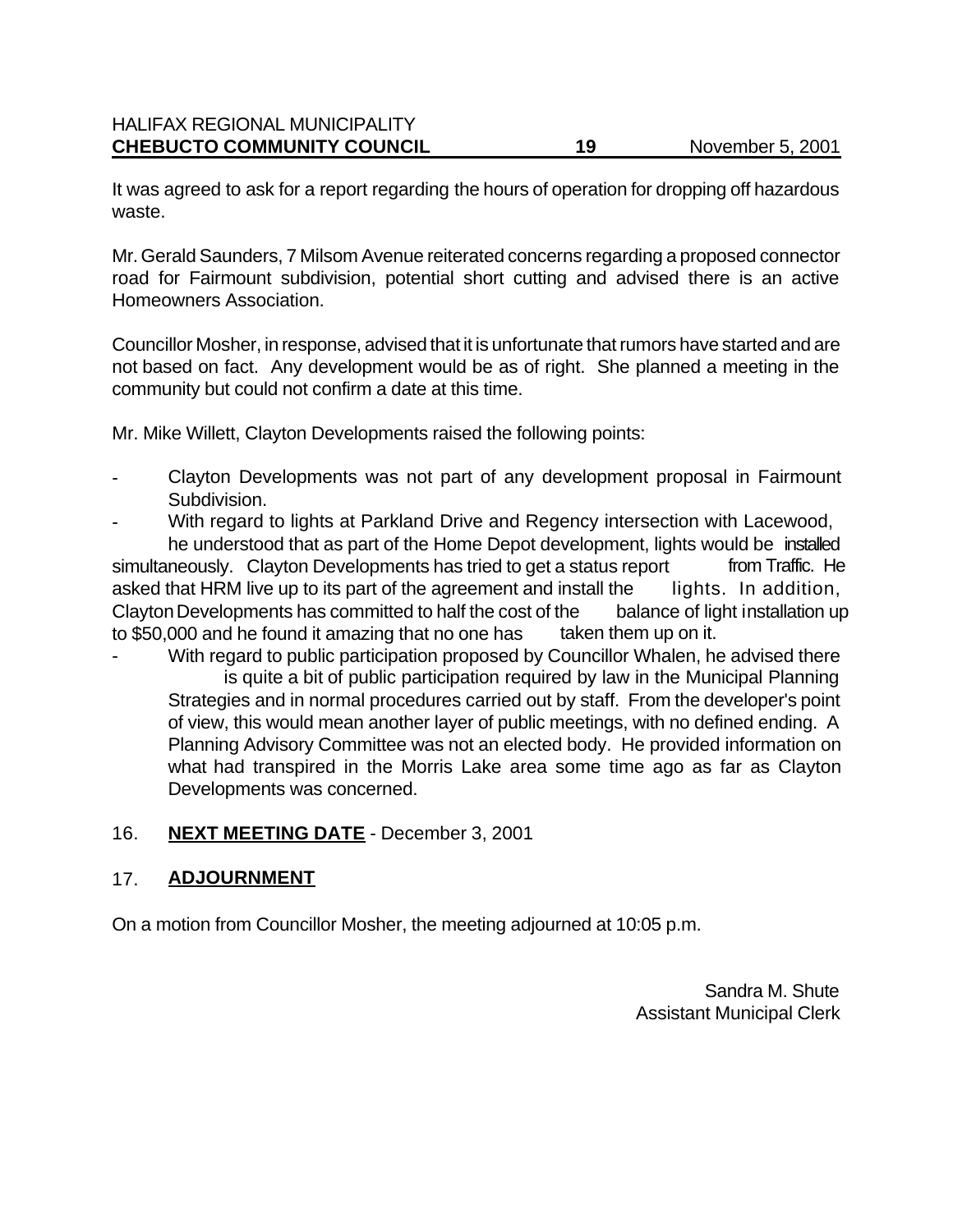It was agreed to ask for a report regarding the hours of operation for dropping off hazardous waste.

Mr. Gerald Saunders, 7 Milsom Avenue reiterated concerns regarding a proposed connector road for Fairmount subdivision, potential short cutting and advised there is an active Homeowners Association.

Councillor Mosher, in response, advised that it is unfortunate that rumors have started and are not based on fact. Any development would be as of right. She planned a meeting in the community but could not confirm a date at this time.

Mr. Mike Willett, Clayton Developments raised the following points:

- Clayton Developments was not part of any development proposal in Fairmount Subdivision.
- With regard to lights at Parkland Drive and Regency intersection with Lacewood, he understood that as part of the Home Depot development, lights would be installed simultaneously. Clayton Developments has tried to get a status report from Traffic. He asked that HRM live up to its part of the agreement and install the lights. In addition, Clayton Developments has committed to half the cost of the balance of light installation up to $50,000 and he found it amazing that no one has taken them up on it.
- With regard to public participation proposed by Councillor Whalen, he advised there is quite a bit of public participation required by law in the Municipal Planning Strategies and in normal procedures carried out by staff. From the developer's point of view, this would mean another layer of public meetings, with no defined ending. A Planning Advisory Committee was not an elected body. He provided information on what had transpired in the Morris Lake area some time ago as far as Clayton Developments was concerned.

## 16. **NEXT MEETING DATE** - December 3, 2001

## 17. **ADJOURNMENT**

On a motion from Councillor Mosher, the meeting adjourned at 10:05 p.m.

Sandra M. Shute
Assistant Municipal Clerk